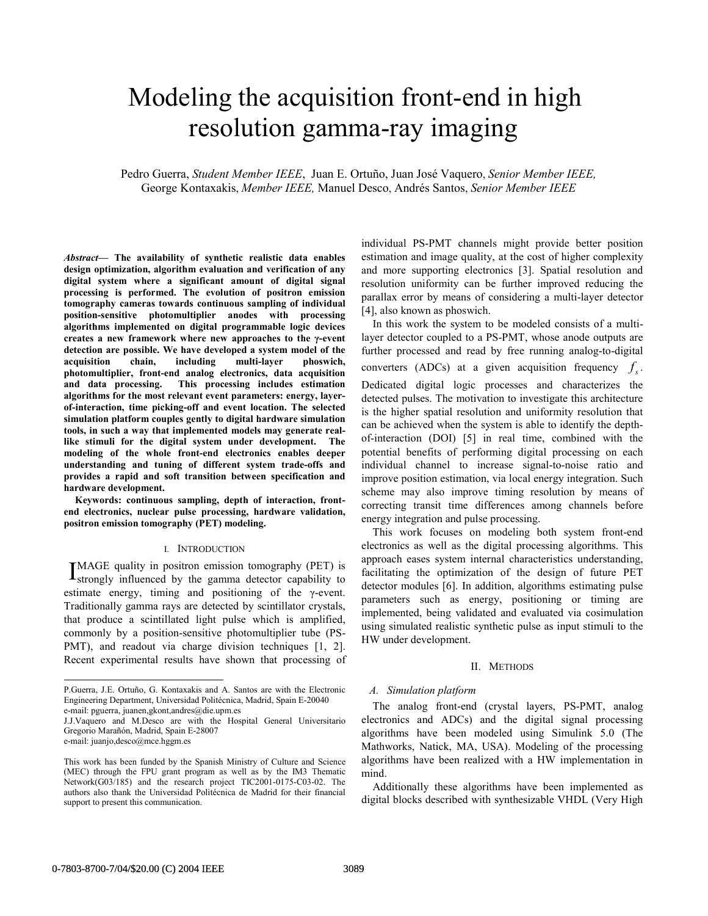# Modeling the acquisition front-end in high resolution gamma-ray imaging

Pedro Guerra, *Student Member IEEE*, Juan E. Ortuño, Juan José Vaquero, *Senior Member IEEE,* George Kontaxakis, *Member IEEE,* Manuel Desco, Andrés Santos, *Senior Member IEEE*

***Abstract*— The availability of synthetic realistic data enables design optimization, algorithm evaluation and verification of any digital system where a significant amount of digital signal processing is performed. The evolution of positron emission tomography cameras towards continuous sampling of individual position-sensitive photomultiplier anodes with processing algorithms implemented on digital programmable logic devices creates a new framework where new approaches to the γ-event detection are possible. We have developed a system model of the acquisition chain, including multi-layer phoswich, photomultiplier, front-end analog electronics, data acquisition and data processing. This processing includes estimation algorithms for the most relevant event parameters: energy, layer-of-interaction, time picking-off and event location. The selected simulation platform couples gently to digital hardware simulation tools, in such a way that implemented models may generate real-like stimuli for the digital system under development. The modeling of the whole front-end electronics enables deeper understanding and tuning of different system trade-offs and provides a rapid and soft transition between specification and hardware development.**

**Keywords: continuous sampling, depth of interaction, front-end electronics, nuclear pulse processing, hardware validation, positron emission tomography (PET) modeling.**

## I. Introduction

IMAGE quality in positron emission tomography (PET) is strongly influenced by the gamma detector capability to estimate energy, timing and positioning of the γ-event. Traditionally gamma rays are detected by scintillator crystals, that produce a scintillated light pulse which is amplified, commonly by a position-sensitive photomultiplier tube (PS-PMT), and readout via charge division techniques [1, 2]. Recent experimental results have shown that processing of individual PS-PMT channels might provide better position estimation and image quality, at the cost of higher complexity and more supporting electronics [3]. Spatial resolution and resolution uniformity can be further improved reducing the parallax error by means of considering a multi-layer detector [4], also known as phoswich.

In this work the system to be modeled consists of a multi-layer detector coupled to a PS-PMT, whose anode outputs are further processed and read by free running analog-to-digital converters (ADCs) at a given acquisition frequency $f_s$. Dedicated digital logic processes and characterizes the detected pulses. The motivation to investigate this architecture is the higher spatial resolution and uniformity resolution that can be achieved when the system is able to identify the depth-of-interaction (DOI) [5] in real time, combined with the potential benefits of performing digital processing on each individual channel to increase signal-to-noise ratio and improve position estimation, via local energy integration. Such scheme may also improve timing resolution by means of correcting transit time differences among channels before energy integration and pulse processing.

This work focuses on modeling both system front-end electronics as well as the digital processing algorithms. This approach eases system internal characteristics understanding, facilitating the optimization of the design of future PET detector modules [6]. In addition, algorithms estimating pulse parameters such as energy, positioning or timing are implemented, being validated and evaluated via cosimulation using simulated realistic synthetic pulse as input stimuli to the HW under development.

## II. Methods

### *A. Simulation platform*

The analog front-end (crystal layers, PS-PMT, analog electronics and ADCs) and the digital signal processing algorithms have been modeled using Simulink 5.0 (The Mathworks, Natick, MA, USA). Modeling of the processing algorithms have been realized with a HW implementation in mind.

Additionally these algorithms have been implemented as digital blocks described with synthesizable VHDL (Very High

---

P.Guerra, J.E. Ortuño, G. Kontaxakis and A. Santos are with the Electronic Engineering Department, Universidad Politécnica, Madrid, Spain E-20040 e-mail: pguerra, juanen,gkont,andres@die.upm.es

J.J.Vaquero and M.Desco are with the Hospital General Universitario Gregorio Marañón, Madrid, Spain E-28007 e-mail: juanjo,desco@mce.hggm.es

This work has been funded by the Spanish Ministry of Culture and Science (MEC) through the FPU grant program as well as by the IM3 Thematic Network(G03/185) and the research project TIC2001-0175-C03-02. The authors also thank the Universidad Politécnica de Madrid for their financial support to present this communication.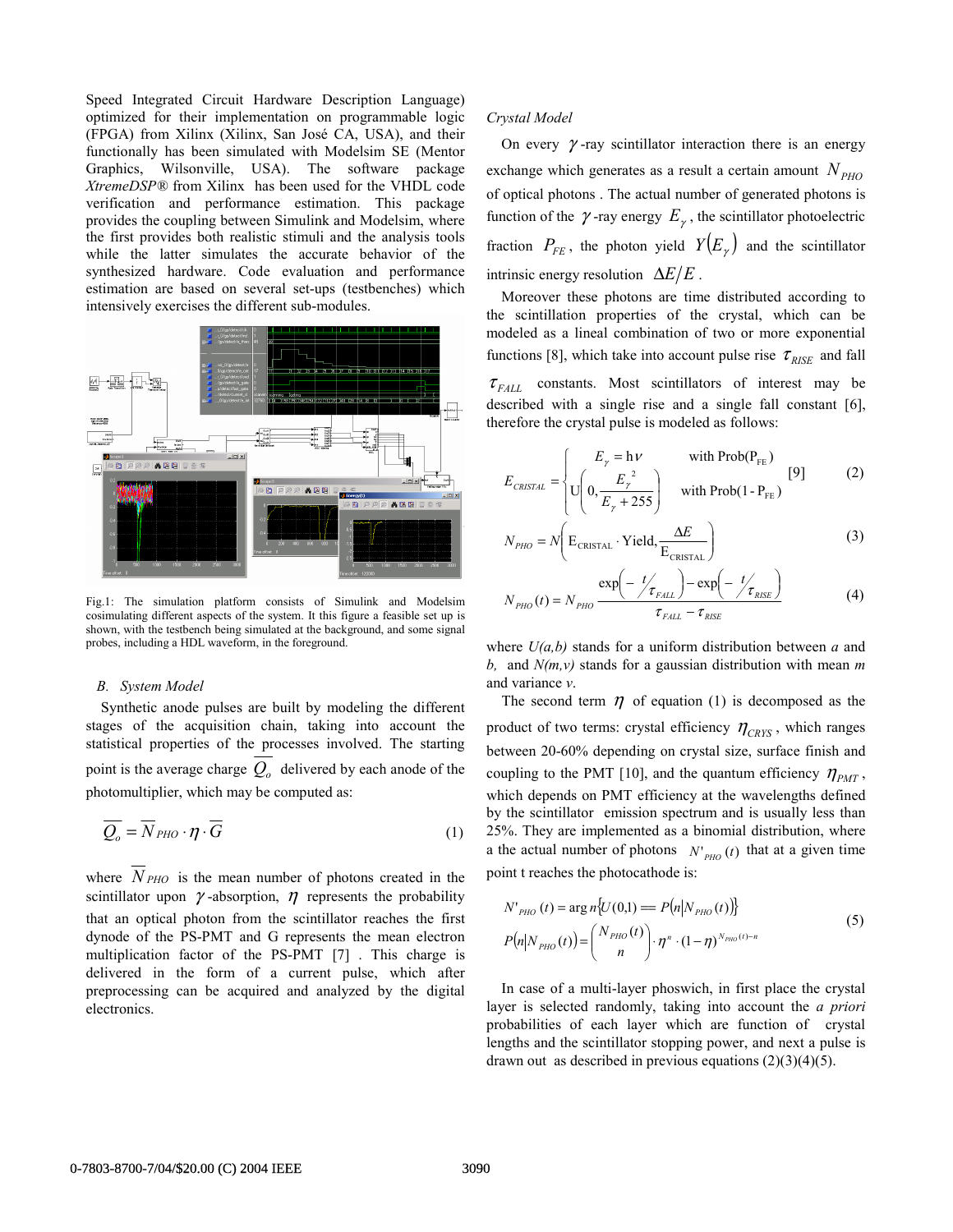Speed Integrated Circuit Hardware Description Language) optimized for their implementation on programmable logic (FPGA) from Xilinx (Xilinx, San José CA, USA), and their functionally has been simulated with Modelsim SE (Mentor Graphics, Wilsonville, USA). The software package *XtremeDSP®* from Xilinx has been used for the VHDL code verification and performance estimation. This package provides the coupling between Simulink and Modelsim, where the first provides both realistic stimuli and the analysis tools while the latter simulates the accurate behavior of the synthesized hardware. Code evaluation and performance estimation are based on several set-ups (testbenches) which intensively exercises the different sub-modules.

Fig.1: The simulation platform consists of Simulink and Modelsim cosimulating different aspects of the system. It this figure a feasible set up is shown, with the testbench being simulated at the background, and some signal probes, including a HDL waveform, in the foreground.

### *B. System Model*

Synthetic anode pulses are built by modeling the different stages of the acquisition chain, taking into account the statistical properties of the processes involved. The starting point is the average charge $\overline{Q_o}$ delivered by each anode of the photomultiplier, which may be computed as:

$$\overline{Q_o} = \overline{N}_{PHO} \cdot \eta \cdot \overline{G} \tag{1}$$

where $\overline{N}_{PHO}$ is the mean number of photons created in the scintillator upon $\gamma$-absorption, $\eta$ represents the probability that an optical photon from the scintillator reaches the first dynode of the PS-PMT and G represents the mean electron multiplication factor of the PS-PMT [7] . This charge is delivered in the form of a current pulse, which after preprocessing can be acquired and analyzed by the digital electronics.

*Crystal Model*

On every $\gamma$-ray scintillator interaction there is an energy exchange which generates as a result a certain amount $N_{PHO}$ of optical photons . The actual number of generated photons is function of the $\gamma$-ray energy $E_\gamma$, the scintillator photoelectric fraction $P_{FE}$, the photon yield $Y(E_\gamma)$ and the scintillator intrinsic energy resolution $\Delta E/E$.

Moreover these photons are time distributed according to the scintillation properties of the crystal, which can be modeled as a lineal combination of two or more exponential functions [8], which take into account pulse rise $\tau_{RISE}$ and fall $\tau_{FALL}$ constants. Most scintillators of interest may be described with a single rise and a single fall constant [6], therefore the crystal pulse is modeled as follows:

$$E_{CRISTAL} = \begin{cases} E_\gamma = \mathrm{h}\nu & \text{with Prob}(\mathrm{P_{FE}}) \\ \mathrm{U}\left(0, \dfrac{E_\gamma^{\,2}}{E_\gamma + 255}\right) & \text{with Prob}(1 - \mathrm{P_{FE}}) \end{cases} \quad [9] \tag{2}$$

$$N_{PHO} = N\left(\mathrm{E_{CRISTAL}} \cdot \mathrm{Yield}, \frac{\Delta E}{\mathrm{E_{CRISTAL}}}\right) \tag{3}$$

$$N_{PHO}(t) = N_{PHO} \frac{\exp\left(-\,{}^{t}\!/\!_{\tau_{FALL}}\right) - \exp\left(-\,{}^{t}\!/\!_{\tau_{RISE}}\right)}{\tau_{FALL} - \tau_{RISE}} \tag{4}$$

where *U(a,b)* stands for a uniform distribution between *a* and *b*, and *N(m,v)* stands for a gaussian distribution with mean *m* and variance *v*.

The second term $\eta$ of equation (1) is decomposed as the product of two terms: crystal efficiency $\eta_{CRYS}$, which ranges between 20-60% depending on crystal size, surface finish and coupling to the PMT [10], and the quantum efficiency $\eta_{PMT}$, which depends on PMT efficiency at the wavelengths defined by the scintillator emission spectrum and is usually less than 25%. They are implemented as a binomial distribution, where a the actual number of photons $N'_{PHO}(t)$ that at a given time point t reaches the photocathode is:

$$\begin{aligned} N'_{PHO}(t) &= \arg n\{U(0,1) == P(n|N_{PHO}(t))\} \\ P(n|N_{PHO}(t)) &= \binom{N_{PHO}(t)}{n} \cdot \eta^n \cdot (1-\eta)^{N_{PHO}(t)-n} \end{aligned} \tag{5}$$

In case of a multi-layer phoswich, in first place the crystal layer is selected randomly, taking into account the *a priori* probabilities of each layer which are function of crystal lengths and the scintillator stopping power, and next a pulse is drawn out as described in previous equations (2)(3)(4)(5).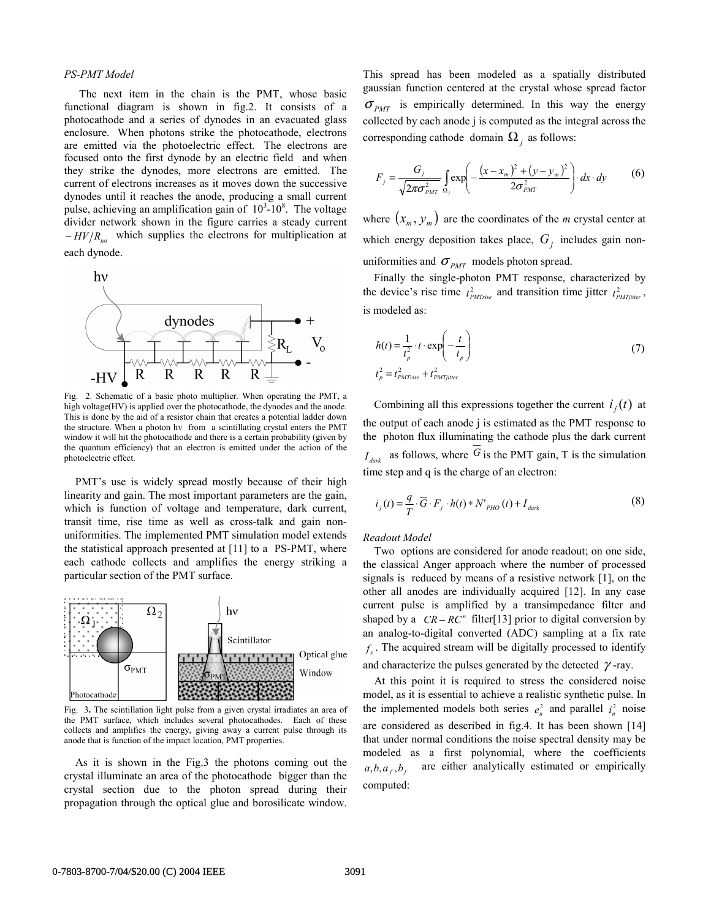*PS-PMT Model*

The next item in the chain is the PMT, whose basic functional diagram is shown in fig.2. It consists of a photocathode and a series of dynodes in an evacuated glass enclosure. When photons strike the photocathode, electrons are emitted via the photoelectric effect. The electrons are focused onto the first dynode by an electric field and when they strike the dynodes, more electrons are emitted. The current of electrons increases as it moves down the successive dynodes until it reaches the anode, producing a small current pulse, achieving an amplification gain of $10^3$-$10^8$. The voltage divider network shown in the figure carries a steady current $-HV/R_{tot}$ which supplies the electrons for multiplication at each dynode.

Fig. 2. Schematic of a basic photo multiplier. When operating the PMT, a high voltage(HV) is applied over the photocathode, the dynodes and the anode. This is done by the aid of a resistor chain that creates a potential ladder down the structure. When a photon hν from a scintillating crystal enters the PMT window it will hit the photocathode and there is a certain probability (given by the quantum efficiency) that an electron is emitted under the action of the photoelectric effect.

PMT's use is widely spread mostly because of their high linearity and gain. The most important parameters are the gain, which is function of voltage and temperature, dark current, transit time, rise time as well as cross-talk and gain non-uniformities. The implemented PMT simulation model extends the statistical approach presented at [11] to a PS-PMT, where each cathode collects and amplifies the energy striking a particular section of the PMT surface.

Fig. 3. The scintillation light pulse from a given crystal irradiates an area of the PMT surface, which includes several photocathodes. Each of these collects and amplifies the energy, giving away a current pulse through its anode that is function of the impact location, PMT properties.

As it is shown in the Fig.3 the photons coming out the crystal illuminate an area of the photocathode bigger than the crystal section due to the photon spread during their propagation through the optical glue and borosilicate window. This spread has been modeled as a spatially distributed gaussian function centered at the crystal whose spread factor $\sigma_{PMT}$ is empirically determined. In this way the energy collected by each anode j is computed as the integral across the corresponding cathode domain $\Omega_j$ as follows:

$$F_j = \frac{G_j}{\sqrt{2\pi\sigma_{PMT}^2}} \int_{\Omega_j} \exp\left(-\frac{(x-x_m)^2 + (y-y_m)^2}{2\sigma_{PMT}^2}\right) \cdot dx \cdot dy \tag{6}$$

where $(x_m, y_m)$ are the coordinates of the *m* crystal center at which energy deposition takes place, $G_j$ includes gain non-uniformities and $\sigma_{PMT}$ models photon spread.

Finally the single-photon PMT response, characterized by the device's rise time $t_{PMTrise}^2$ and transition time jitter $t_{PMTjitter}^2$, is modeled as:

$$h(t) = \frac{1}{t_p^2} \cdot t \cdot \exp\left(-\frac{t}{t_p}\right) \qquad t_p^2 = t_{PMTrise}^2 + t_{PMTjitter}^2 \tag{7}$$

Combining all this expressions together the current $i_j(t)$ at the output of each anode j is estimated as the PMT response to the photon flux illuminating the cathode plus the dark current $I_{dark}$ as follows, where $\overline{G}$ is the PMT gain, T is the simulation time step and q is the charge of an electron:

$$i_j(t) = \frac{q}{T} \cdot \overline{G} \cdot F_j \cdot h(t) * N'_{PHO}(t) + I_{dark} \tag{8}$$

*Readout Model*

Two options are considered for anode readout; on one side, the classical Anger approach where the number of processed signals is reduced by means of a resistive network [1], on the other all anodes are individually acquired [12]. In any case current pulse is amplified by a transimpedance filter and shaped by a $CR - RC^n$ filter[13] prior to digital conversion by an analog-to-digital converted (ADC) sampling at a fix rate $f_s$. The acquired stream will be digitally processed to identify and characterize the pulses generated by the detected $\gamma$-ray.

At this point it is required to stress the considered noise model, as it is essential to achieve a realistic synthetic pulse. In the implemented models both series $e_n^2$ and parallel $i_n^2$ noise are considered as described in fig.4. It has been shown [14] that under normal conditions the noise spectral density may be modeled as a first polynomial, where the coefficients $a, b, a_f, b_f$ are either analytically estimated or empirically computed: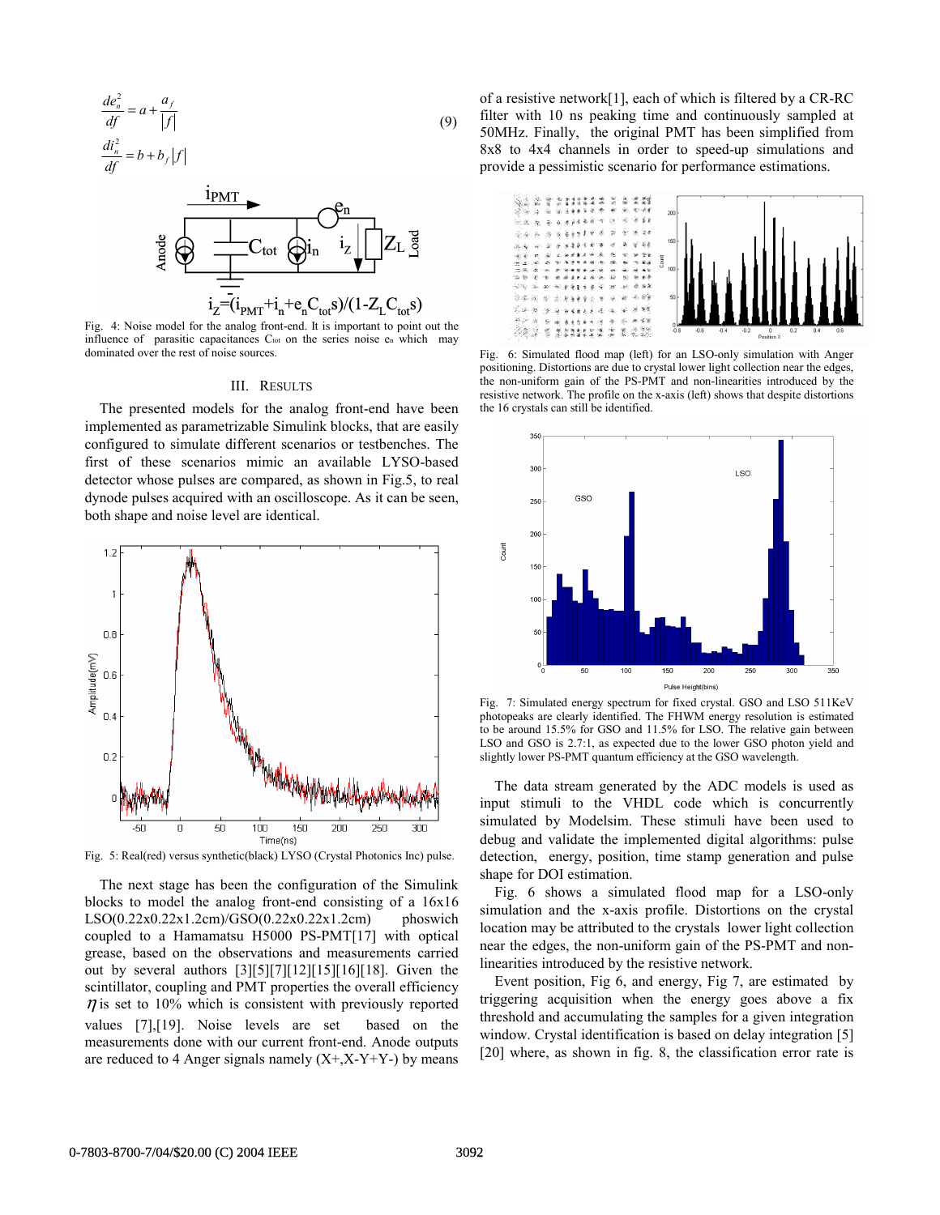$$\frac{de_n^2}{df} = a + \frac{a_f}{|f|} \qquad (9)$$

$$\frac{di_n^2}{df} = b + b_f|f|$$

$$i_Z = (i_{PMT} + i_n + e_n C_{tot} s)/(1 - Z_L C_{tot} s)$$

Fig. 4: Noise model for the analog front-end. It is important to point out the influence of parasitic capacitances $C_{tot}$ on the series noise $e_n$ which may dominated over the rest of noise sources.

## III. RESULTS

The presented models for the analog front-end have been implemented as parametrizable Simulink blocks, that are easily configured to simulate different scenarios or testbenches. The first of these scenarios mimic an available LYSO-based detector whose pulses are compared, as shown in Fig.5, to real dynode pulses acquired with an oscilloscope. As it can be seen, both shape and noise level are identical.

Fig. 5: Real(red) versus synthetic(black) LYSO (Crystal Photonics Inc) pulse.

The next stage has been the configuration of the Simulink blocks to model the analog front-end consisting of a 16x16 LSO(0.22x0.22x1.2cm)/GSO(0.22x0.22x1.2cm) phoswich coupled to a Hamamatsu H5000 PS-PMT[17] with optical grease, based on the observations and measurements carried out by several authors [3][5][7][12][15][16][18]. Given the scintillator, coupling and PMT properties the overall efficiency $\eta$ is set to 10% which is consistent with previously reported values [7],[19]. Noise levels are based on the measurements done with our current front-end. Anode outputs are reduced to 4 Anger signals namely (X+,X-Y+Y-) by means of a resistive network[1], each of which is filtered by a CR-RC filter with 10 ns peaking time and continuously sampled at 50MHz. Finally, the original PMT has been simplified from 8x8 to 4x4 channels in order to speed-up simulations and provide a pessimistic scenario for performance estimations.

Fig. 6: Simulated flood map (left) for an LSO-only simulation with Anger positioning. Distortions are due to crystal lower light collection near the edges, the non-uniform gain of the PS-PMT and non-linearities introduced by the resistive network. The profile on the x-axis (left) shows that despite distortions the 16 crystals can still be identified.

Fig. 7: Simulated energy spectrum for fixed crystal. GSO and LSO 511KeV photopeaks are clearly identified. The FHWM energy resolution is estimated to be around 15.5% for GSO and 11.5% for LSO. The relative gain between LSO and GSO is 2.7:1, as expected due to the lower GSO photon yield and slightly lower PS-PMT quantum efficiency at the GSO wavelength.

The data stream generated by the ADC models is used as input stimuli to the VHDL code which is concurrently simulated by Modelsim. These stimuli have been used to debug and validate the implemented digital algorithms: pulse detection, energy, position, time stamp generation and pulse shape for DOI estimation.

Fig. 6 shows a simulated flood map for a LSO-only simulation and the x-axis profile. Distortions on the crystal location may be attributed to the crystals lower light collection near the edges, the non-uniform gain of the PS-PMT and non-linearities introduced by the resistive network.

Event position, Fig 6, and energy, Fig 7, are estimated by triggering acquisition when the energy goes above a fix threshold and accumulating the samples for a given integration window. Crystal identification is based on delay integration [5] [20] where, as shown in fig. 8, the classification error rate is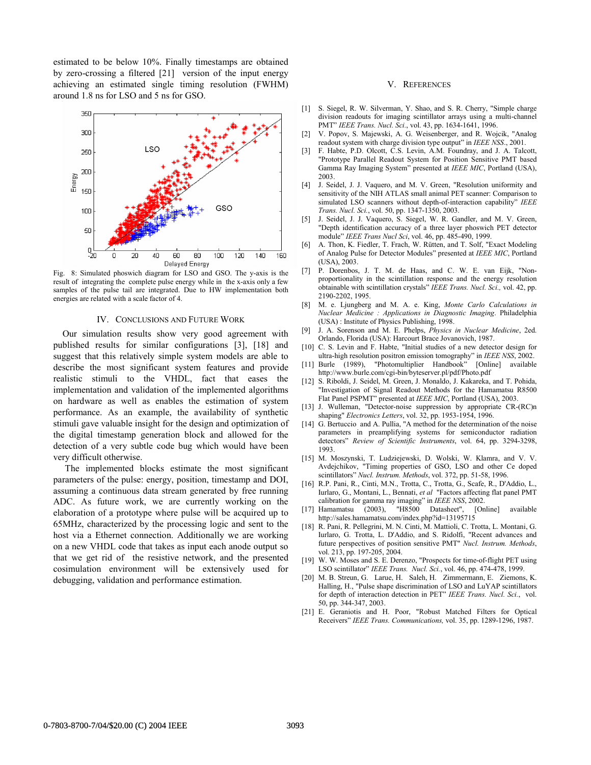estimated to be below 10%. Finally timestamps are obtained by zero-crossing a filtered [21] version of the input energy achieving an estimated single timing resolution (FWHM) around 1.8 ns for LSO and 5 ns for GSO.

350
300
250
200
150
100
50
0
Energy
-20 0 20 40 60 80 100 120 140 160
Delayed Energy
LSO
GSO

Fig. 8: Simulated phoswich diagram for LSO and GSO. The y-axis is the result of integrating the complete pulse energy while in the x-axis only a few samples of the pulse tail are integrated. Due to HW implementation both energies are related with a scale factor of 4.

## IV. Conclusions and Future Work

Our simulation results show very good agreement with published results for similar configurations [3], [18] and suggest that this relatively simple system models are able to describe the most significant system features and provide realistic stimuli to the VHDL, fact that eases the implementation and validation of the implemented algorithms on hardware as well as enables the estimation of system performance. As an example, the availability of synthetic stimuli gave valuable insight for the design and optimization of the digital timestamp generation block and allowed for the detection of a very subtle code bug which would have been very difficult otherwise.

The implemented blocks estimate the most significant parameters of the pulse: energy, position, timestamp and DOI, assuming a continuous data stream generated by free running ADC. As future work, we are currently working on the elaboration of a prototype where pulse will be acquired up to 65MHz, characterized by the processing logic and sent to the host via a Ethernet connection. Additionally we are working on a new VHDL code that takes as input each anode output so that we get rid of the resistive network, and the presented cosimulation environment will be extensively used for debugging, validation and performance estimation.

## V. References

[1] S. Siegel, R. W. Silverman, Y. Shao, and S. R. Cherry, "Simple charge division readouts for imaging scintillator arrays using a multi-channel PMT" *IEEE Trans. Nucl. Sci.*, vol. 43, pp. 1634-1641, 1996.

[2] V. Popov, S. Majewski, A. G. Weisenberger, and R. Wojcik, "Analog readout system with charge division type output" in *IEEE NSS*., 2001.

[3] F. Habte, P.D. Olcott, C.S. Levin, A.M. Foundray, and J. A. Talcott, "Prototype Parallel Readout System for Position Sensitive PMT based Gamma Ray Imaging System" presented at *IEEE MIC*, Portland (USA), 2003.

[4] J. Seidel, J. J. Vaquero, and M. V. Green, "Resolution uniformity and sensitivity of the NIH ATLAS small animal PET scanner: Comparison to simulated LSO scanners without depth-of-interaction capability" *IEEE Trans. Nucl. Sci.*, vol. 50, pp. 1347-1350, 2003.

[5] J. Seidel, J. J. Vaquero, S. Siegel, W. R. Gandler, and M. V. Green, "Depth identification accuracy of a three layer phoswich PET detector module" *IEEE Trans Nucl Sci*, vol. 46, pp. 485-490, 1999.

[6] A. Thon, K. Fiedler, T. Frach, W. Rütten, and T. Solf, "Exact Modeling of Analog Pulse for Detector Modules" presented at *IEEE MIC*, Portland (USA), 2003.

[7] P. Dorenbos, J. T. M. de Haas, and C. W. E. van Eijk, "Non-proportionality in the scintillation response and the energy resolution obtainable with scintillation crystals" *IEEE Trans. Nucl. Sci.,* vol. 42, pp. 2190-2202, 1995.

[8] M. e. Ljungberg and M. A. e. King, *Monte Carlo Calculations in Nuclear Medicine : Applications in Diagnostic Imaging*. Philadelphia (USA) : Institute of Physics Publishing, 1998.

[9] J. A. Sorenson and M. E. Phelps, *Physics in Nuclear Medicine*, 2ed. Orlando, Florida (USA): Harcourt Brace Jovanovich, 1987.

[10] C. S. Levin and F. Habte, "Initial studies of a new detector design for ultra-high resolution positron emission tomography" in *IEEE NSS*, 2002.

[11] Burle (1989), "Photomultiplier Handbook" [Online] available http://www.burle.com/cgi-bin/byteserver.pl/pdf/Photo.pdf

[12] S. Riboldi, J. Seidel, M. Green, J. Monaldo, J. Kakareka, and T. Pohida, "Investigation of Signal Readout Methods for the Hamamatsu R8500 Flat Panel PSPMT" presented at *IEEE MIC*, Portland (USA), 2003.

[13] J. Wulleman, "Detector-noise suppression by appropriate CR-(RC)n shaping" *Electronics Letters*, vol. 32, pp. 1953-1954, 1996.

[14] G. Bertuccio and A. Pullia, "A method for the determination of the noise parameters in preamplifying systems for semiconductor radiation detectors" *Review of Scientific Instruments*, vol. 64, pp. 3294-3298, 1993.

[15] M. Moszynski, T. Ludziejewski, D. Wolski, W. Klamra, and V. V. Avdejchikov, "Timing properties of GSO, LSO and other Ce doped scintillators" *Nucl. Instrum. Methods*, vol. 372, pp. 51-58, 1996.

[16] R.P. Pani, R., Cinti, M.N., Trotta, C., Trotta, G., Scafe, R., D'Addio, L., Iurlaro, G., Montani, L., Bennati, *et al* "Factors affecting flat panel PMT calibration for gamma ray imaging" in *IEEE NSS*, 2002.

[17] Hamamatsu (2003), "H8500 Datasheet", [Online] available http://sales.hamamatsu.com/index.php?id=13195715

[18] R. Pani, R. Pellegrini, M. N. Cinti, M. Mattioli, C. Trotta, L. Montani, G. Iurlaro, G. Trotta, L. D'Addio, and S. Ridolfi, "Recent advances and future perspectives of position sensitive PMT" *Nucl. Instrum. Methods*, vol. 213, pp. 197-205, 2004.

[19] W. W. Moses and S. E. Derenzo, "Prospects for time-of-flight PET using LSO scintillator" *IEEE Trans. Nucl. Sci.*, vol. 46, pp. 474-478, 1999.

[20] M. B. Streun, G. Larue, H. Saleh, H. Zimmermann, E. Ziemons, K. Halling, H., "Pulse shape discrimination of LSO and LuYAP scintillators for depth of interaction detection in PET" *IEEE Trans. Nucl. Sci.*, vol. 50, pp. 344-347, 2003.

[21] E. Geraniotis and H. Poor, "Robust Matched Filters for Optical Receivers" *IEEE Trans. Communications,* vol. 35, pp. 1289-1296, 1987.